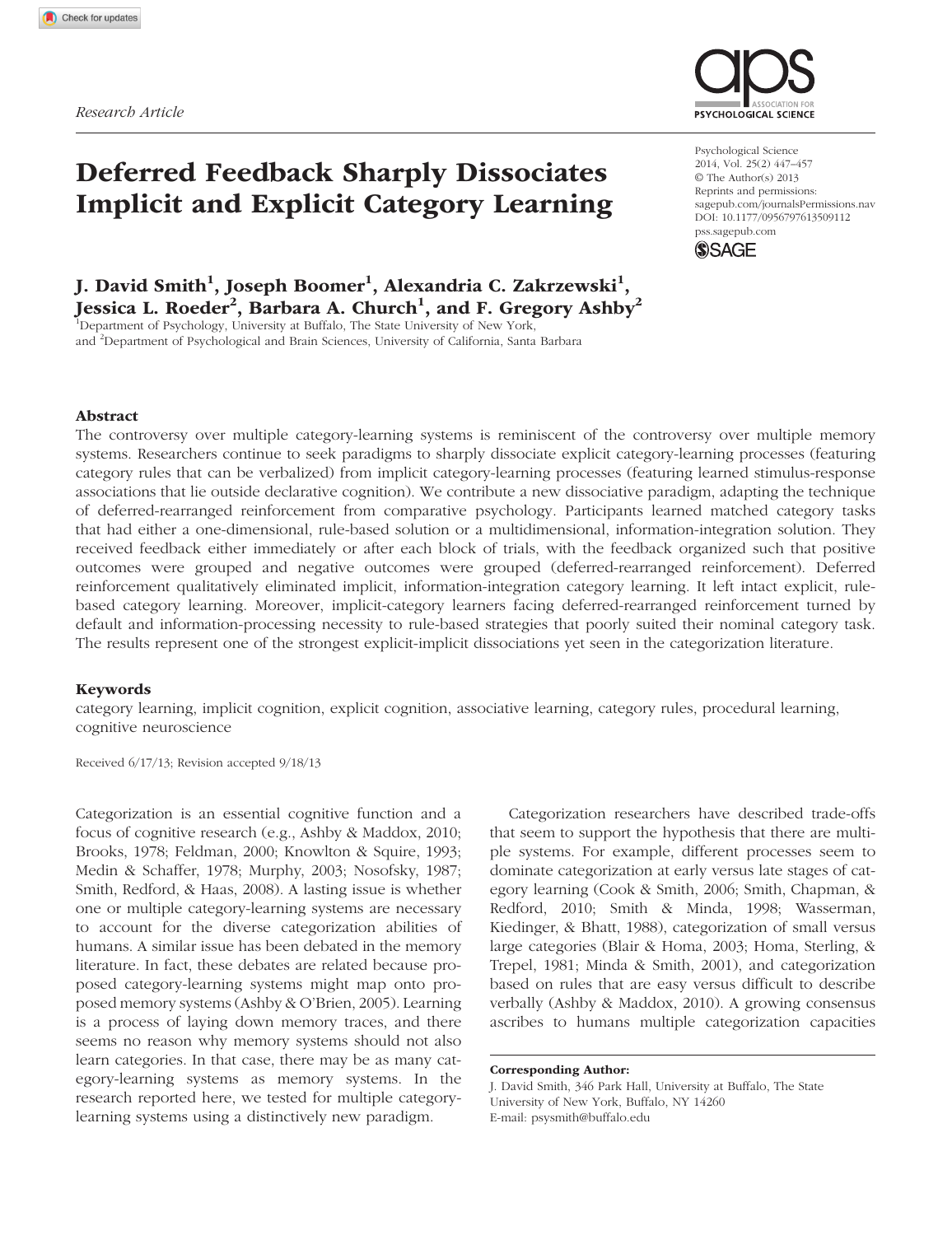Research Article

# Deferred Feedback Sharply Dissociates Implicit and Explicit Category Learning

Psychological Science
2014, Vol. 25(2) 447–457
© The Author(s) 2013
Reprints and permissions: sagepub.com/journalsPermissions.nav
DOI: 10.1177/0956797613509112
pss.sagepub.com

**J. David Smith[1], Joseph Boomer[1], Alexandria C. Zakrzewski[1], Jessica L. Roeder[2], Barbara A. Church[1], and F. Gregory Ashby[2]**

[1]Department of Psychology, University at Buffalo, The State University of New York, and [2]Department of Psychological and Brain Sciences, University of California, Santa Barbara

## Abstract

The controversy over multiple category-learning systems is reminiscent of the controversy over multiple memory systems. Researchers continue to seek paradigms to sharply dissociate explicit category-learning processes (featuring category rules that can be verbalized) from implicit category-learning processes (featuring learned stimulus-response associations that lie outside declarative cognition). We contribute a new dissociative paradigm, adapting the technique of deferred-rearranged reinforcement from comparative psychology. Participants learned matched category tasks that had either a one-dimensional, rule-based solution or a multidimensional, information-integration solution. They received feedback either immediately or after each block of trials, with the feedback organized such that positive outcomes were grouped and negative outcomes were grouped (deferred-rearranged reinforcement). Deferred reinforcement qualitatively eliminated implicit, information-integration category learning. It left intact explicit, rule-based category learning. Moreover, implicit-category learners facing deferred-rearranged reinforcement turned by default and information-processing necessity to rule-based strategies that poorly suited their nominal category task. The results represent one of the strongest explicit-implicit dissociations yet seen in the categorization literature.

### Keywords

category learning, implicit cognition, explicit cognition, associative learning, category rules, procedural learning, cognitive neuroscience

Received 6/17/13; Revision accepted 9/18/13

Categorization is an essential cognitive function and a focus of cognitive research (e.g., Ashby & Maddox, 2010; Brooks, 1978; Feldman, 2000; Knowlton & Squire, 1993; Medin & Schaffer, 1978; Murphy, 2003; Nosofsky, 1987; Smith, Redford, & Haas, 2008). A lasting issue is whether one or multiple category-learning systems are necessary to account for the diverse categorization abilities of humans. A similar issue has been debated in the memory literature. In fact, these debates are related because proposed category-learning systems might map onto proposed memory systems (Ashby & O'Brien, 2005). Learning is a process of laying down memory traces, and there seems no reason why memory systems should not also learn categories. In that case, there may be as many category-learning systems as memory systems. In the research reported here, we tested for multiple category-learning systems using a distinctively new paradigm.

Categorization researchers have described trade-offs that seem to support the hypothesis that there are multiple systems. For example, different processes seem to dominate categorization at early versus late stages of category learning (Cook & Smith, 2006; Smith, Chapman, & Redford, 2010; Smith & Minda, 1998; Wasserman, Kiedinger, & Bhatt, 1988), categorization of small versus large categories (Blair & Homa, 2003; Homa, Sterling, & Trepel, 1981; Minda & Smith, 2001), and categorization based on rules that are easy versus difficult to describe verbally (Ashby & Maddox, 2010). A growing consensus ascribes to humans multiple categorization capacities

**Corresponding Author:**
J. David Smith, 346 Park Hall, University at Buffalo, The State University of New York, Buffalo, NY 14260
E-mail: psysmith@buffalo.edu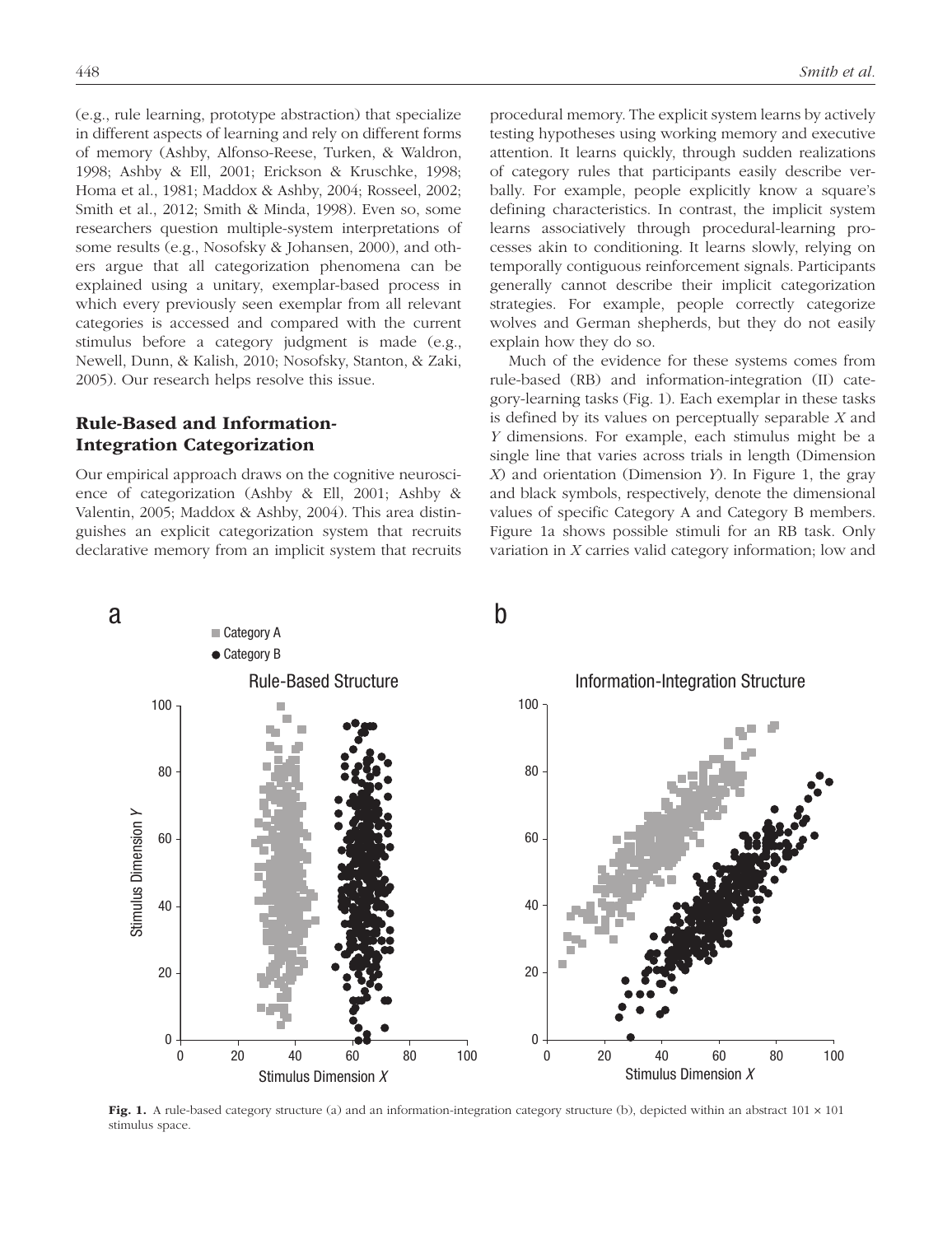(e.g., rule learning, prototype abstraction) that specialize in different aspects of learning and rely on different forms of memory (Ashby, Alfonso-Reese, Turken, & Waldron, 1998; Ashby & Ell, 2001; Erickson & Kruschke, 1998; Homa et al., 1981; Maddox & Ashby, 2004; Rosseel, 2002; Smith et al., 2012; Smith & Minda, 1998). Even so, some researchers question multiple-system interpretations of some results (e.g., Nosofsky & Johansen, 2000), and others argue that all categorization phenomena can be explained using a unitary, exemplar-based process in which every previously seen exemplar from all relevant categories is accessed and compared with the current stimulus before a category judgment is made (e.g., Newell, Dunn, & Kalish, 2010; Nosofsky, Stanton, & Zaki, 2005). Our research helps resolve this issue.

## Rule-Based and Information-Integration Categorization

Our empirical approach draws on the cognitive neuroscience of categorization (Ashby & Ell, 2001; Ashby & Valentin, 2005; Maddox & Ashby, 2004). This area distinguishes an explicit categorization system that recruits declarative memory from an implicit system that recruits procedural memory. The explicit system learns by actively testing hypotheses using working memory and executive attention. It learns quickly, through sudden realizations of category rules that participants easily describe verbally. For example, people explicitly know a square's defining characteristics. In contrast, the implicit system learns associatively through procedural-learning processes akin to conditioning. It learns slowly, relying on temporally contiguous reinforcement signals. Participants generally cannot describe their implicit categorization strategies. For example, people correctly categorize wolves and German shepherds, but they do not easily explain how they do so.

Much of the evidence for these systems comes from rule-based (RB) and information-integration (II) category-learning tasks (Fig. 1). Each exemplar in these tasks is defined by its values on perceptually separable *X* and *Y* dimensions. For example, each stimulus might be a single line that varies across trials in length (Dimension *X*) and orientation (Dimension *Y*). In Figure 1, the gray and black symbols, respectively, denote the dimensional values of specific Category A and Category B members. Figure 1a shows possible stimuli for an RB task. Only variation in *X* carries valid category information; low and

**Fig. 1.** A rule-based category structure (a) and an information-integration category structure (b), depicted within an abstract 101 × 101 stimulus space.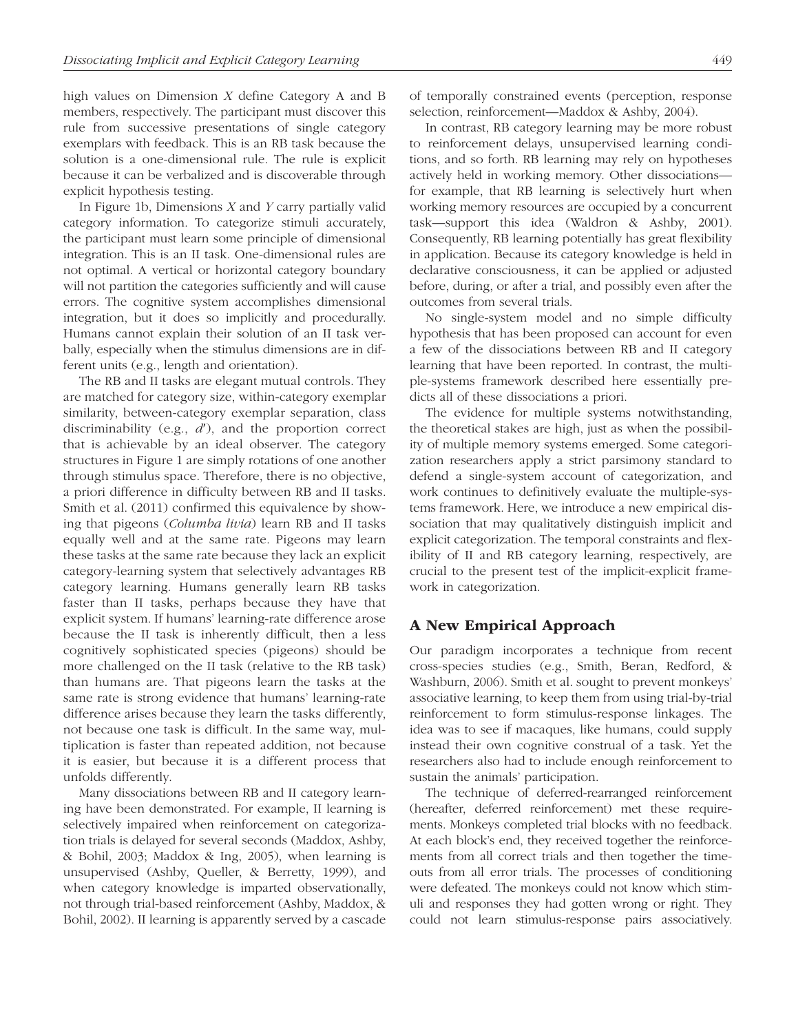high values on Dimension *X* define Category A and B members, respectively. The participant must discover this rule from successive presentations of single category exemplars with feedback. This is an RB task because the solution is a one-dimensional rule. The rule is explicit because it can be verbalized and is discoverable through explicit hypothesis testing.

In Figure 1b, Dimensions *X* and *Y* carry partially valid category information. To categorize stimuli accurately, the participant must learn some principle of dimensional integration. This is an II task. One-dimensional rules are not optimal. A vertical or horizontal category boundary will not partition the categories sufficiently and will cause errors. The cognitive system accomplishes dimensional integration, but it does so implicitly and procedurally. Humans cannot explain their solution of an II task verbally, especially when the stimulus dimensions are in different units (e.g., length and orientation).

The RB and II tasks are elegant mutual controls. They are matched for category size, within-category exemplar similarity, between-category exemplar separation, class discriminability (e.g., $d'$), and the proportion correct that is achievable by an ideal observer. The category structures in Figure 1 are simply rotations of one another through stimulus space. Therefore, there is no objective, a priori difference in difficulty between RB and II tasks. Smith et al. (2011) confirmed this equivalence by showing that pigeons (*Columba livia*) learn RB and II tasks equally well and at the same rate. Pigeons may learn these tasks at the same rate because they lack an explicit category-learning system that selectively advantages RB category learning. Humans generally learn RB tasks faster than II tasks, perhaps because they have that explicit system. If humans' learning-rate difference arose because the II task is inherently difficult, then a less cognitively sophisticated species (pigeons) should be more challenged on the II task (relative to the RB task) than humans are. That pigeons learn the tasks at the same rate is strong evidence that humans' learning-rate difference arises because they learn the tasks differently, not because one task is difficult. In the same way, multiplication is faster than repeated addition, not because it is easier, but because it is a different process that unfolds differently.

Many dissociations between RB and II category learning have been demonstrated. For example, II learning is selectively impaired when reinforcement on categorization trials is delayed for several seconds (Maddox, Ashby, & Bohil, 2003; Maddox & Ing, 2005), when learning is unsupervised (Ashby, Queller, & Berretty, 1999), and when category knowledge is imparted observationally, not through trial-based reinforcement (Ashby, Maddox, & Bohil, 2002). II learning is apparently served by a cascade of temporally constrained events (perception, response selection, reinforcement—Maddox & Ashby, 2004).

In contrast, RB category learning may be more robust to reinforcement delays, unsupervised learning conditions, and so forth. RB learning may rely on hypotheses actively held in working memory. Other dissociations—for example, that RB learning is selectively hurt when working memory resources are occupied by a concurrent task—support this idea (Waldron & Ashby, 2001). Consequently, RB learning potentially has great flexibility in application. Because its category knowledge is held in declarative consciousness, it can be applied or adjusted before, during, or after a trial, and possibly even after the outcomes from several trials.

No single-system model and no simple difficulty hypothesis that has been proposed can account for even a few of the dissociations between RB and II category learning that have been reported. In contrast, the multiple-systems framework described here essentially predicts all of these dissociations a priori.

The evidence for multiple systems notwithstanding, the theoretical stakes are high, just as when the possibility of multiple memory systems emerged. Some categorization researchers apply a strict parsimony standard to defend a single-system account of categorization, and work continues to definitively evaluate the multiple-systems framework. Here, we introduce a new empirical dissociation that may qualitatively distinguish implicit and explicit categorization. The temporal constraints and flexibility of II and RB category learning, respectively, are crucial to the present test of the implicit-explicit framework in categorization.

## A New Empirical Approach

Our paradigm incorporates a technique from recent cross-species studies (e.g., Smith, Beran, Redford, & Washburn, 2006). Smith et al. sought to prevent monkeys' associative learning, to keep them from using trial-by-trial reinforcement to form stimulus-response linkages. The idea was to see if macaques, like humans, could supply instead their own cognitive construal of a task. Yet the researchers also had to include enough reinforcement to sustain the animals' participation.

The technique of deferred-rearranged reinforcement (hereafter, deferred reinforcement) met these requirements. Monkeys completed trial blocks with no feedback. At each block's end, they received together the reinforcements from all correct trials and then together the timeouts from all error trials. The processes of conditioning were defeated. The monkeys could not know which stimuli and responses they had gotten wrong or right. They could not learn stimulus-response pairs associatively.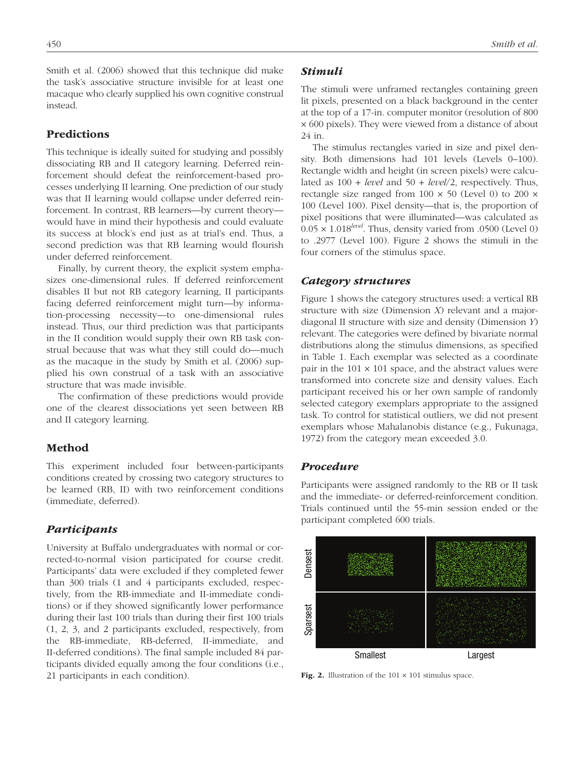Smith et al. (2006) showed that this technique did make the task's associative structure invisible for at least one macaque who clearly supplied his own cognitive construal instead.

## Predictions

This technique is ideally suited for studying and possibly dissociating RB and II category learning. Deferred reinforcement should defeat the reinforcement-based processes underlying II learning. One prediction of our study was that II learning would collapse under deferred reinforcement. In contrast, RB learners—by current theory—would have in mind their hypothesis and could evaluate its success at block's end just as at trial's end. Thus, a second prediction was that RB learning would flourish under deferred reinforcement.

Finally, by current theory, the explicit system emphasizes one-dimensional rules. If deferred reinforcement disables II but not RB category learning, II participants facing deferred reinforcement might turn—by information-processing necessity—to one-dimensional rules instead. Thus, our third prediction was that participants in the II condition would supply their own RB task construal because that was what they still could do—much as the macaque in the study by Smith et al. (2006) supplied his own construal of a task with an associative structure that was made invisible.

The confirmation of these predictions would provide one of the clearest dissociations yet seen between RB and II category learning.

## Method

This experiment included four between-participants conditions created by crossing two category structures to be learned (RB, II) with two reinforcement conditions (immediate, deferred).

### *Participants*

University at Buffalo undergraduates with normal or corrected-to-normal vision participated for course credit. Participants' data were excluded if they completed fewer than 300 trials (1 and 4 participants excluded, respectively, from the RB-immediate and II-immediate conditions) or if they showed significantly lower performance during their last 100 trials than during their first 100 trials (1, 2, 3, and 2 participants excluded, respectively, from the RB-immediate, RB-deferred, II-immediate, and II-deferred conditions). The final sample included 84 participants divided equally among the four conditions (i.e., 21 participants in each condition).

### *Stimuli*

The stimuli were unframed rectangles containing green lit pixels, presented on a black background in the center at the top of a 17-in. computer monitor (resolution of 800 × 600 pixels). They were viewed from a distance of about 24 in.

The stimulus rectangles varied in size and pixel density. Both dimensions had 101 levels (Levels 0–100). Rectangle width and height (in screen pixels) were calculated as 100 + *level* and 50 + *level*/2, respectively. Thus, rectangle size ranged from 100 × 50 (Level 0) to 200 × 100 (Level 100). Pixel density—that is, the proportion of pixel positions that were illuminated—was calculated as $0.05 \times 1.018^{level}$. Thus, density varied from .0500 (Level 0) to .2977 (Level 100). Figure 2 shows the stimuli in the four corners of the stimulus space.

### *Category structures*

Figure 1 shows the category structures used: a vertical RB structure with size (Dimension *X*) relevant and a major-diagonal II structure with size and density (Dimension *Y*) relevant. The categories were defined by bivariate normal distributions along the stimulus dimensions, as specified in Table 1. Each exemplar was selected as a coordinate pair in the 101 × 101 space, and the abstract values were transformed into concrete size and density values. Each participant received his or her own sample of randomly selected category exemplars appropriate to the assigned task. To control for statistical outliers, we did not present exemplars whose Mahalanobis distance (e.g., Fukunaga, 1972) from the category mean exceeded 3.0.

### *Procedure*

Participants were assigned randomly to the RB or II task and the immediate- or deferred-reinforcement condition. Trials continued until the 55-min session ended or the participant completed 600 trials.

**Fig. 2.** Illustration of the 101 × 101 stimulus space.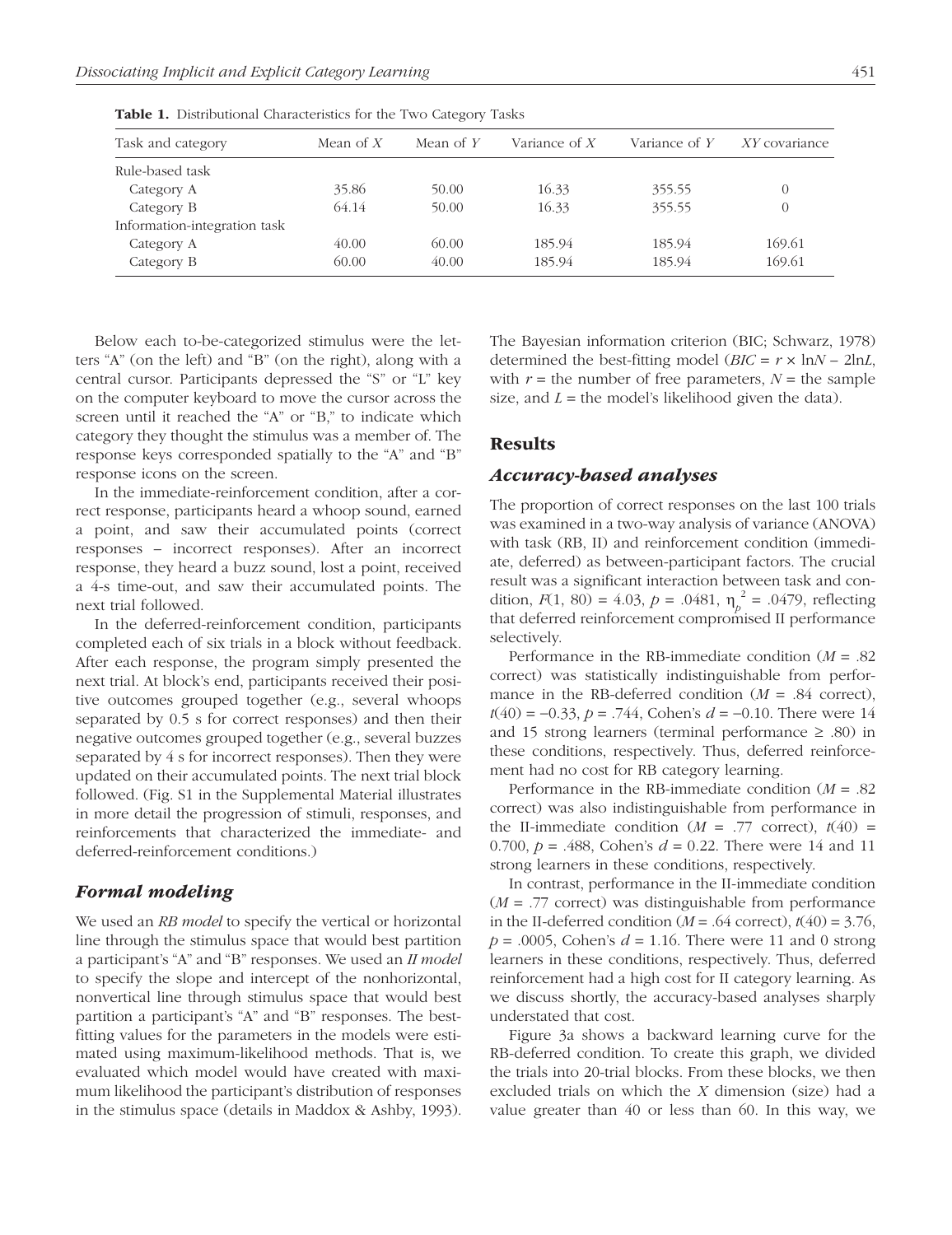**Table 1.** Distributional Characteristics for the Two Category Tasks

| Task and category | Mean of $X$ | Mean of $Y$ | Variance of $X$ | Variance of $Y$ | $XY$ covariance |
|---|---|---|---|---|---|
| Rule-based task | | | | | |
| Category A | 35.86 | 50.00 | 16.33 | 355.55 | 0 |
| Category B | 64.14 | 50.00 | 16.33 | 355.55 | 0 |
| Information-integration task | | | | | |
| Category A | 40.00 | 60.00 | 185.94 | 185.94 | 169.61 |
| Category B | 60.00 | 40.00 | 185.94 | 185.94 | 169.61 |

Below each to-be-categorized stimulus were the letters "A" (on the left) and "B" (on the right), along with a central cursor. Participants depressed the "S" or "L" key on the computer keyboard to move the cursor across the screen until it reached the "A" or "B," to indicate which category they thought the stimulus was a member of. The response keys corresponded spatially to the "A" and "B" response icons on the screen.

In the immediate-reinforcement condition, after a correct response, participants heard a whoop sound, earned a point, and saw their accumulated points (correct responses – incorrect responses). After an incorrect response, they heard a buzz sound, lost a point, received a 4-s time-out, and saw their accumulated points. The next trial followed.

In the deferred-reinforcement condition, participants completed each of six trials in a block without feedback. After each response, the program simply presented the next trial. At block's end, participants received their positive outcomes grouped together (e.g., several whoops separated by 0.5 s for correct responses) and then their negative outcomes grouped together (e.g., several buzzes separated by 4 s for incorrect responses). Then they were updated on their accumulated points. The next trial block followed. (Fig. S1 in the Supplemental Material illustrates in more detail the progression of stimuli, responses, and reinforcements that characterized the immediate- and deferred-reinforcement conditions.)

### *Formal modeling*

We used an *RB model* to specify the vertical or horizontal line through the stimulus space that would best partition a participant's "A" and "B" responses. We used an *II model* to specify the slope and intercept of the nonhorizontal, nonvertical line through stimulus space that would best partition a participant's "A" and "B" responses. The best-fitting values for the parameters in the models were estimated using maximum-likelihood methods. That is, we evaluated which model would have created with maximum likelihood the participant's distribution of responses in the stimulus space (details in Maddox & Ashby, 1993). The Bayesian information criterion (BIC; Schwarz, 1978) determined the best-fitting model ($BIC = r \times \ln N - 2\ln L$, with $r$ = the number of free parameters, $N$ = the sample size, and $L$ = the model's likelihood given the data).

## Results

### *Accuracy-based analyses*

The proportion of correct responses on the last 100 trials was examined in a two-way analysis of variance (ANOVA) with task (RB, II) and reinforcement condition (immediate, deferred) as between-participant factors. The crucial result was a significant interaction between task and condition, $F(1, 80) = 4.03$, $p = .0481$, $\eta_p^2 = .0479$, reflecting that deferred reinforcement compromised II performance selectively.

Performance in the RB-immediate condition ($M = .82$ correct) was statistically indistinguishable from performance in the RB-deferred condition ($M = .84$ correct), $t(40) = -0.33$, $p = .744$, Cohen's $d = -0.10$. There were 14 and 15 strong learners (terminal performance $\geq .80$) in these conditions, respectively. Thus, deferred reinforcement had no cost for RB category learning.

Performance in the RB-immediate condition ($M = .82$ correct) was also indistinguishable from performance in the II-immediate condition ($M = .77$ correct), $t(40) = 0.700$, $p = .488$, Cohen's $d = 0.22$. There were 14 and 11 strong learners in these conditions, respectively.

In contrast, performance in the II-immediate condition ($M = .77$ correct) was distinguishable from performance in the II-deferred condition ($M = .64$ correct), $t(40) = 3.76$, $p = .0005$, Cohen's $d = 1.16$. There were 11 and 0 strong learners in these conditions, respectively. Thus, deferred reinforcement had a high cost for II category learning. As we discuss shortly, the accuracy-based analyses sharply understated that cost.

Figure 3a shows a backward learning curve for the RB-deferred condition. To create this graph, we divided the trials into 20-trial blocks. From these blocks, we then excluded trials on which the $X$ dimension (size) had a value greater than 40 or less than 60. In this way, we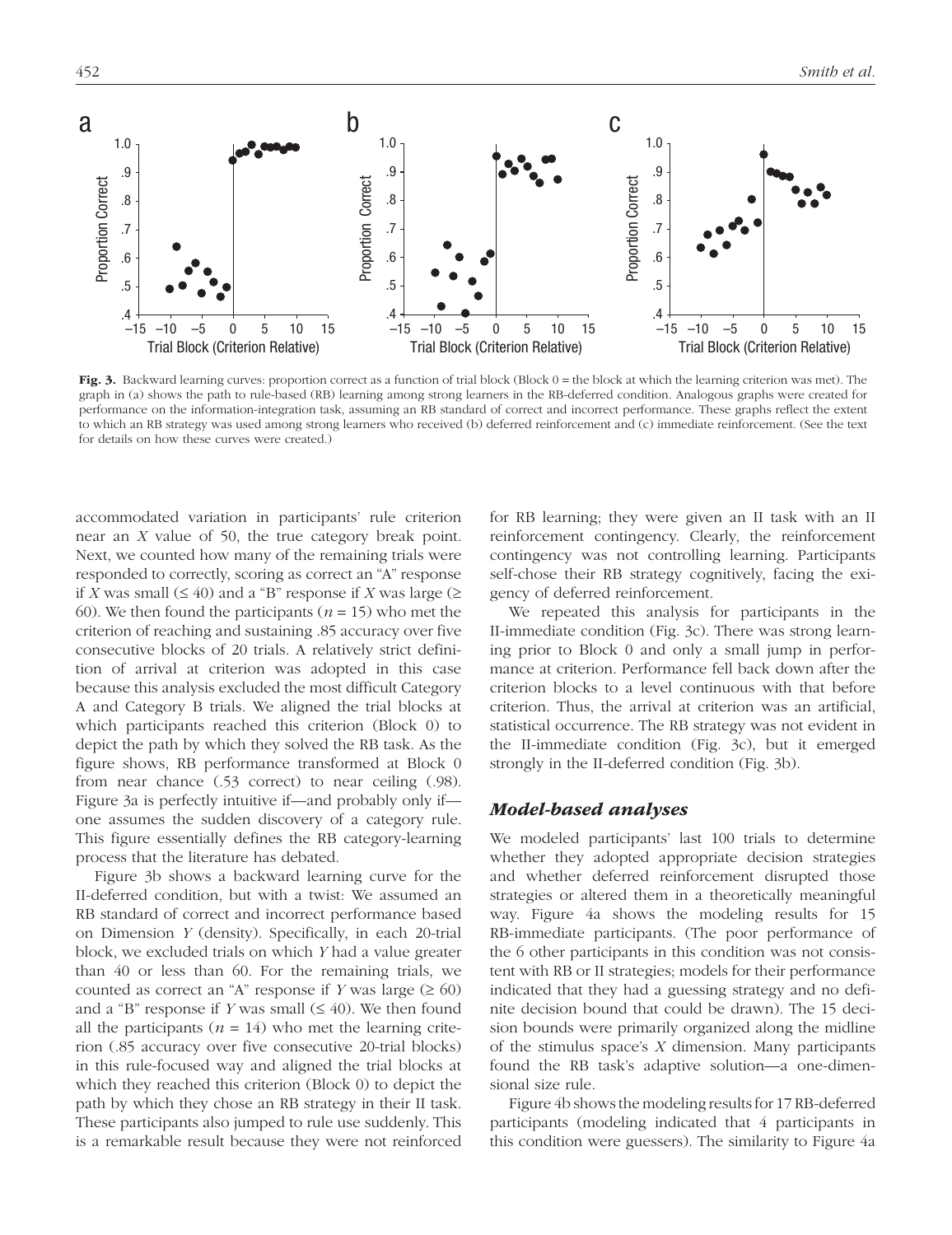**Fig. 3.** Backward learning curves: proportion correct as a function of trial block (Block 0 = the block at which the learning criterion was met). The graph in (a) shows the path to rule-based (RB) learning among strong learners in the RB-deferred condition. Analogous graphs were created for performance on the information-integration task, assuming an RB standard of correct and incorrect performance. These graphs reflect the extent to which an RB strategy was used among strong learners who received (b) deferred reinforcement and (c) immediate reinforcement. (See the text for details on how these curves were created.)

accommodated variation in participants' rule criterion near an $X$ value of 50, the true category break point. Next, we counted how many of the remaining trials were responded to correctly, scoring as correct an "A" response if $X$ was small ($\leq 40$) and a "B" response if $X$ was large ($\geq 60$). We then found the participants ($n = 15$) who met the criterion of reaching and sustaining .85 accuracy over five consecutive blocks of 20 trials. A relatively strict definition of arrival at criterion was adopted in this case because this analysis excluded the most difficult Category A and Category B trials. We aligned the trial blocks at which participants reached this criterion (Block 0) to depict the path by which they solved the RB task. As the figure shows, RB performance transformed at Block 0 from near chance (.53 correct) to near ceiling (.98). Figure 3a is perfectly intuitive if—and probably only if—one assumes the sudden discovery of a category rule. This figure essentially defines the RB category-learning process that the literature has debated.

Figure 3b shows a backward learning curve for the II-deferred condition, but with a twist: We assumed an RB standard of correct and incorrect performance based on Dimension $Y$ (density). Specifically, in each 20-trial block, we excluded trials on which $Y$ had a value greater than 40 or less than 60. For the remaining trials, we counted as correct an "A" response if $Y$ was large ($\geq 60$) and a "B" response if $Y$ was small ($\leq 40$). We then found all the participants ($n = 14$) who met the learning criterion (.85 accuracy over five consecutive 20-trial blocks) in this rule-focused way and aligned the trial blocks at which they reached this criterion (Block 0) to depict the path by which they chose an RB strategy in their II task. These participants also jumped to rule use suddenly. This is a remarkable result because they were not reinforced for RB learning; they were given an II task with an II reinforcement contingency. Clearly, the reinforcement contingency was not controlling learning. Participants self-chose their RB strategy cognitively, facing the exigency of deferred reinforcement.

We repeated this analysis for participants in the II-immediate condition (Fig. 3c). There was strong learning prior to Block 0 and only a small jump in performance at criterion. Performance fell back down after the criterion blocks to a level continuous with that before criterion. Thus, the arrival at criterion was an artificial, statistical occurrence. The RB strategy was not evident in the II-immediate condition (Fig. 3c), but it emerged strongly in the II-deferred condition (Fig. 3b).

### *Model-based analyses*

We modeled participants' last 100 trials to determine whether they adopted appropriate decision strategies and whether deferred reinforcement disrupted those strategies or altered them in a theoretically meaningful way. Figure 4a shows the modeling results for 15 RB-immediate participants. (The poor performance of the 6 other participants in this condition was not consistent with RB or II strategies; models for their performance indicated that they had a guessing strategy and no definite decision bound that could be drawn). The 15 decision bounds were primarily organized along the midline of the stimulus space's $X$ dimension. Many participants found the RB task's adaptive solution—a one-dimensional size rule.

Figure 4b shows the modeling results for 17 RB-deferred participants (modeling indicated that 4 participants in this condition were guessers). The similarity to Figure 4a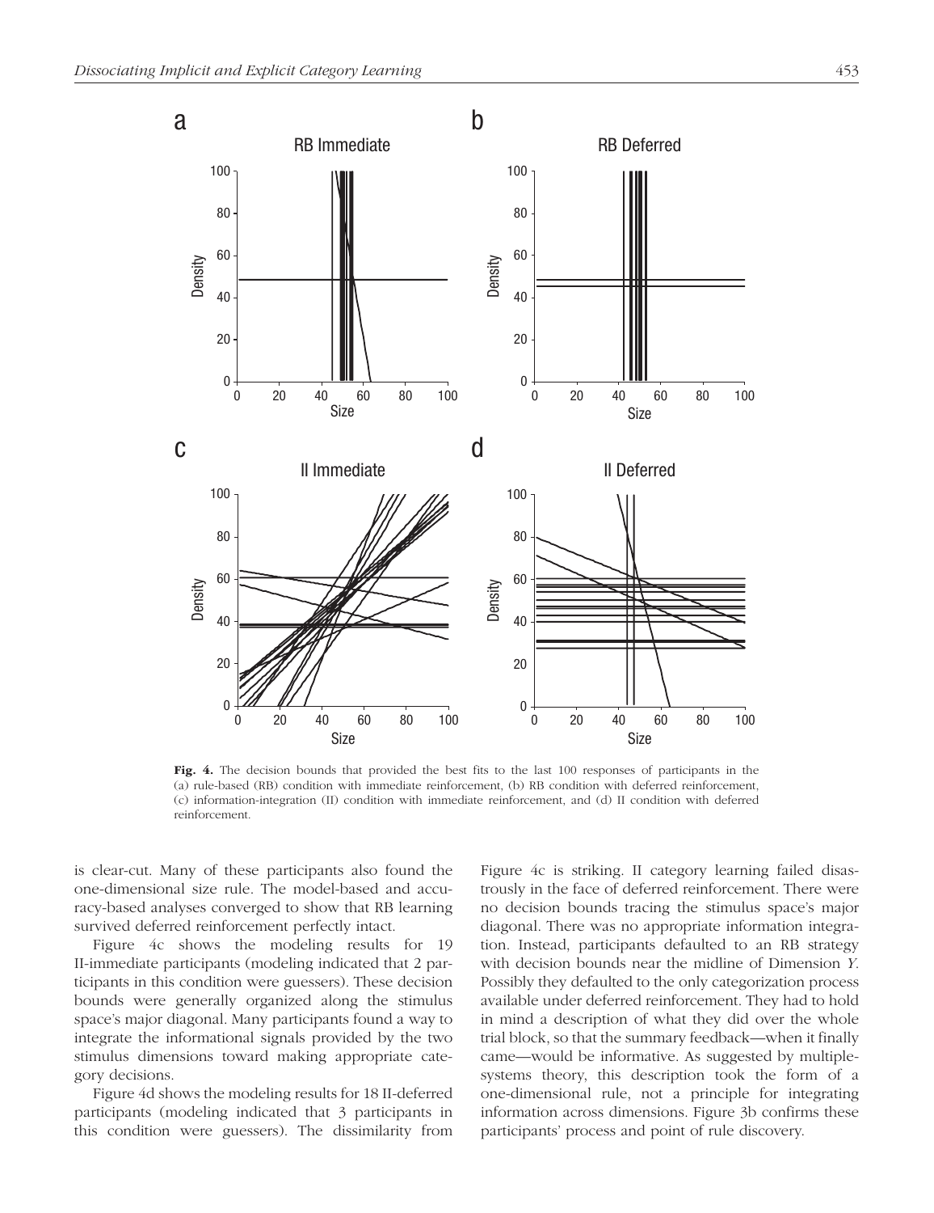**Fig. 4.** The decision bounds that provided the best fits to the last 100 responses of participants in the (a) rule-based (RB) condition with immediate reinforcement, (b) RB condition with deferred reinforcement, (c) information-integration (II) condition with immediate reinforcement, and (d) II condition with deferred reinforcement.

is clear-cut. Many of these participants also found the one-dimensional size rule. The model-based and accuracy-based analyses converged to show that RB learning survived deferred reinforcement perfectly intact.

Figure 4c shows the modeling results for 19 II-immediate participants (modeling indicated that 2 participants in this condition were guessers). These decision bounds were generally organized along the stimulus space's major diagonal. Many participants found a way to integrate the informational signals provided by the two stimulus dimensions toward making appropriate category decisions.

Figure 4d shows the modeling results for 18 II-deferred participants (modeling indicated that 3 participants in this condition were guessers). The dissimilarity from Figure 4c is striking. II category learning failed disastrously in the face of deferred reinforcement. There were no decision bounds tracing the stimulus space's major diagonal. There was no appropriate information integration. Instead, participants defaulted to an RB strategy with decision bounds near the midline of Dimension *Y*. Possibly they defaulted to the only categorization process available under deferred reinforcement. They had to hold in mind a description of what they did over the whole trial block, so that the summary feedback—when it finally came—would be informative. As suggested by multiple-systems theory, this description took the form of a one-dimensional rule, not a principle for integrating information across dimensions. Figure 3b confirms these participants' process and point of rule discovery.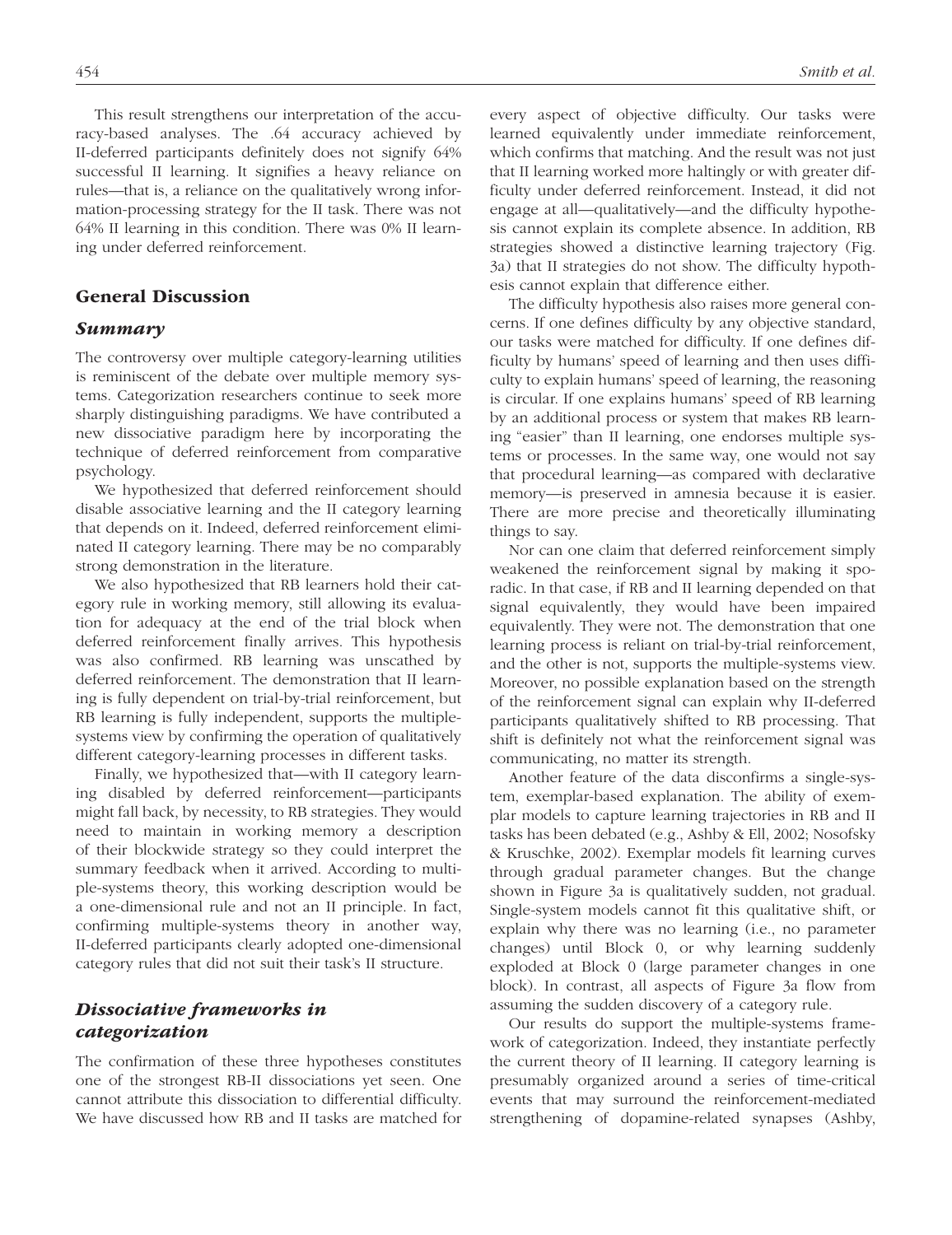This result strengthens our interpretation of the accuracy-based analyses. The .64 accuracy achieved by II-deferred participants definitely does not signify 64% successful II learning. It signifies a heavy reliance on rules—that is, a reliance on the qualitatively wrong information-processing strategy for the II task. There was not 64% II learning in this condition. There was 0% II learning under deferred reinforcement.

## General Discussion

### *Summary*

The controversy over multiple category-learning utilities is reminiscent of the debate over multiple memory systems. Categorization researchers continue to seek more sharply distinguishing paradigms. We have contributed a new dissociative paradigm here by incorporating the technique of deferred reinforcement from comparative psychology.

We hypothesized that deferred reinforcement should disable associative learning and the II category learning that depends on it. Indeed, deferred reinforcement eliminated II category learning. There may be no comparably strong demonstration in the literature.

We also hypothesized that RB learners hold their category rule in working memory, still allowing its evaluation for adequacy at the end of the trial block when deferred reinforcement finally arrives. This hypothesis was also confirmed. RB learning was unscathed by deferred reinforcement. The demonstration that II learning is fully dependent on trial-by-trial reinforcement, but RB learning is fully independent, supports the multiple-systems view by confirming the operation of qualitatively different category-learning processes in different tasks.

Finally, we hypothesized that—with II category learning disabled by deferred reinforcement—participants might fall back, by necessity, to RB strategies. They would need to maintain in working memory a description of their blockwide strategy so they could interpret the summary feedback when it arrived. According to multiple-systems theory, this working description would be a one-dimensional rule and not an II principle. In fact, confirming multiple-systems theory in another way, II-deferred participants clearly adopted one-dimensional category rules that did not suit their task's II structure.

### *Dissociative frameworks in categorization*

The confirmation of these three hypotheses constitutes one of the strongest RB-II dissociations yet seen. One cannot attribute this dissociation to differential difficulty. We have discussed how RB and II tasks are matched for every aspect of objective difficulty. Our tasks were learned equivalently under immediate reinforcement, which confirms that matching. And the result was not just that II learning worked more haltingly or with greater difficulty under deferred reinforcement. Instead, it did not engage at all—qualitatively—and the difficulty hypothesis cannot explain its complete absence. In addition, RB strategies showed a distinctive learning trajectory (Fig. 3a) that II strategies do not show. The difficulty hypothesis cannot explain that difference either.

The difficulty hypothesis also raises more general concerns. If one defines difficulty by any objective standard, our tasks were matched for difficulty. If one defines difficulty by humans' speed of learning and then uses difficulty to explain humans' speed of learning, the reasoning is circular. If one explains humans' speed of RB learning by an additional process or system that makes RB learning "easier" than II learning, one endorses multiple systems or processes. In the same way, one would not say that procedural learning—as compared with declarative memory—is preserved in amnesia because it is easier. There are more precise and theoretically illuminating things to say.

Nor can one claim that deferred reinforcement simply weakened the reinforcement signal by making it sporadic. In that case, if RB and II learning depended on that signal equivalently, they would have been impaired equivalently. They were not. The demonstration that one learning process is reliant on trial-by-trial reinforcement, and the other is not, supports the multiple-systems view. Moreover, no possible explanation based on the strength of the reinforcement signal can explain why II-deferred participants qualitatively shifted to RB processing. That shift is definitely not what the reinforcement signal was communicating, no matter its strength.

Another feature of the data disconfirms a single-system, exemplar-based explanation. The ability of exemplar models to capture learning trajectories in RB and II tasks has been debated (e.g., Ashby & Ell, 2002; Nosofsky & Kruschke, 2002). Exemplar models fit learning curves through gradual parameter changes. But the change shown in Figure 3a is qualitatively sudden, not gradual. Single-system models cannot fit this qualitative shift, or explain why there was no learning (i.e., no parameter changes) until Block 0, or why learning suddenly exploded at Block 0 (large parameter changes in one block). In contrast, all aspects of Figure 3a flow from assuming the sudden discovery of a category rule.

Our results do support the multiple-systems framework of categorization. Indeed, they instantiate perfectly the current theory of II learning. II category learning is presumably organized around a series of time-critical events that may surround the reinforcement-mediated strengthening of dopamine-related synapses (Ashby,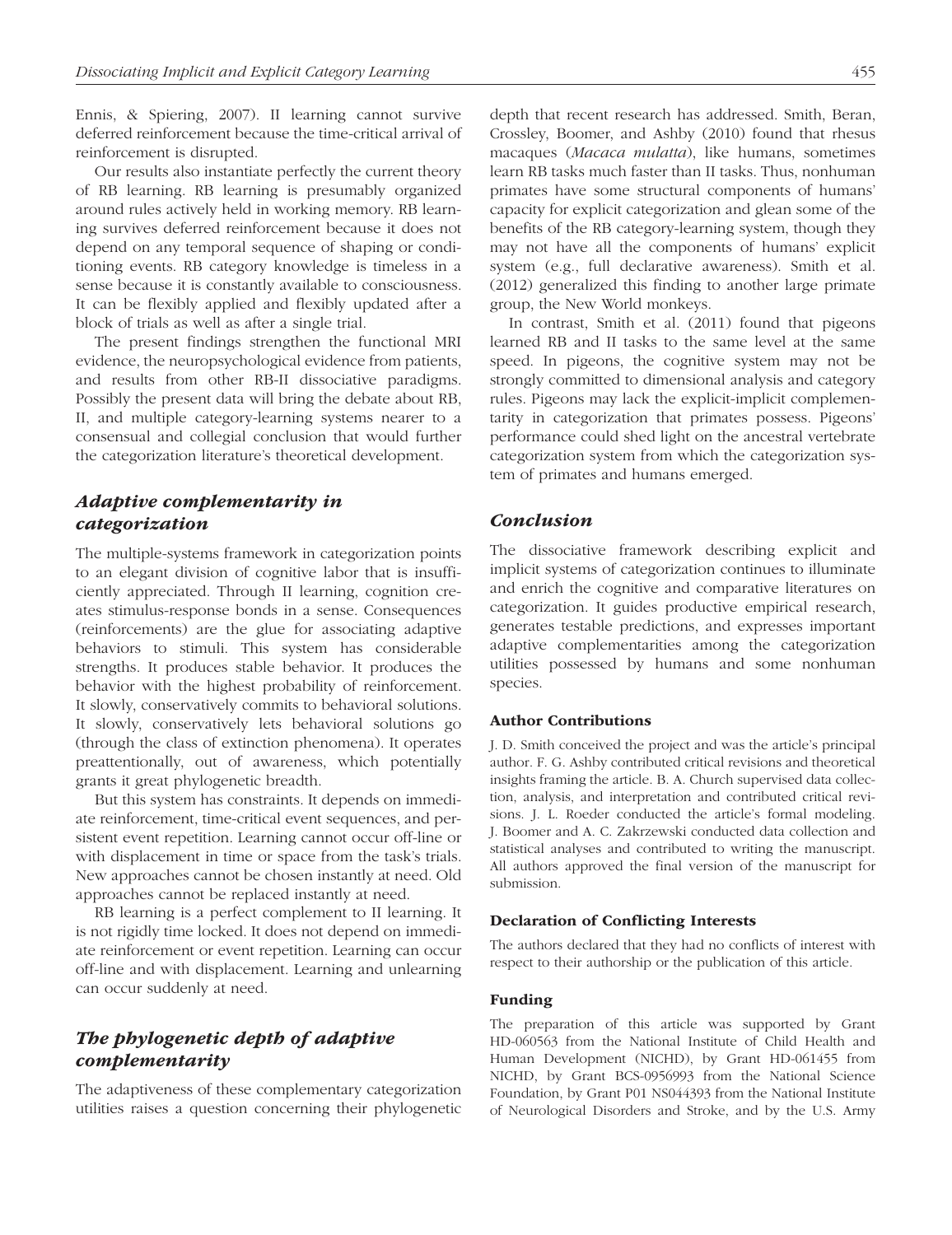Ennis, & Spiering, 2007). II learning cannot survive deferred reinforcement because the time-critical arrival of reinforcement is disrupted.

Our results also instantiate perfectly the current theory of RB learning. RB learning is presumably organized around rules actively held in working memory. RB learning survives deferred reinforcement because it does not depend on any temporal sequence of shaping or conditioning events. RB category knowledge is timeless in a sense because it is constantly available to consciousness. It can be flexibly applied and flexibly updated after a block of trials as well as after a single trial.

The present findings strengthen the functional MRI evidence, the neuropsychological evidence from patients, and results from other RB-II dissociative paradigms. Possibly the present data will bring the debate about RB, II, and multiple category-learning systems nearer to a consensual and collegial conclusion that would further the categorization literature's theoretical development.

## *Adaptive complementarity in categorization*

The multiple-systems framework in categorization points to an elegant division of cognitive labor that is insufficiently appreciated. Through II learning, cognition creates stimulus-response bonds in a sense. Consequences (reinforcements) are the glue for associating adaptive behaviors to stimuli. This system has considerable strengths. It produces stable behavior. It produces the behavior with the highest probability of reinforcement. It slowly, conservatively commits to behavioral solutions. It slowly, conservatively lets behavioral solutions go (through the class of extinction phenomena). It operates preattentionally, out of awareness, which potentially grants it great phylogenetic breadth.

But this system has constraints. It depends on immediate reinforcement, time-critical event sequences, and persistent event repetition. Learning cannot occur off-line or with displacement in time or space from the task's trials. New approaches cannot be chosen instantly at need. Old approaches cannot be replaced instantly at need.

RB learning is a perfect complement to II learning. It is not rigidly time locked. It does not depend on immediate reinforcement or event repetition. Learning can occur off-line and with displacement. Learning and unlearning can occur suddenly at need.

## *The phylogenetic depth of adaptive complementarity*

The adaptiveness of these complementary categorization utilities raises a question concerning their phylogenetic depth that recent research has addressed. Smith, Beran, Crossley, Boomer, and Ashby (2010) found that rhesus macaques (*Macaca mulatta*), like humans, sometimes learn RB tasks much faster than II tasks. Thus, nonhuman primates have some structural components of humans' capacity for explicit categorization and glean some of the benefits of the RB category-learning system, though they may not have all the components of humans' explicit system (e.g., full declarative awareness). Smith et al. (2012) generalized this finding to another large primate group, the New World monkeys.

In contrast, Smith et al. (2011) found that pigeons learned RB and II tasks to the same level at the same speed. In pigeons, the cognitive system may not be strongly committed to dimensional analysis and category rules. Pigeons may lack the explicit-implicit complementarity in categorization that primates possess. Pigeons' performance could shed light on the ancestral vertebrate categorization system from which the categorization system of primates and humans emerged.

## *Conclusion*

The dissociative framework describing explicit and implicit systems of categorization continues to illuminate and enrich the cognitive and comparative literatures on categorization. It guides productive empirical research, generates testable predictions, and expresses important adaptive complementarities among the categorization utilities possessed by humans and some nonhuman species.

### Author Contributions

J. D. Smith conceived the project and was the article's principal author. F. G. Ashby contributed critical revisions and theoretical insights framing the article. B. A. Church supervised data collection, analysis, and interpretation and contributed critical revisions. J. L. Roeder conducted the article's formal modeling. J. Boomer and A. C. Zakrzewski conducted data collection and statistical analyses and contributed to writing the manuscript. All authors approved the final version of the manuscript for submission.

### Declaration of Conflicting Interests

The authors declared that they had no conflicts of interest with respect to their authorship or the publication of this article.

### Funding

The preparation of this article was supported by Grant HD-060563 from the National Institute of Child Health and Human Development (NICHD), by Grant HD-061455 from NICHD, by Grant BCS-0956993 from the National Science Foundation, by Grant P01 NS044393 from the National Institute of Neurological Disorders and Stroke, and by the U.S. Army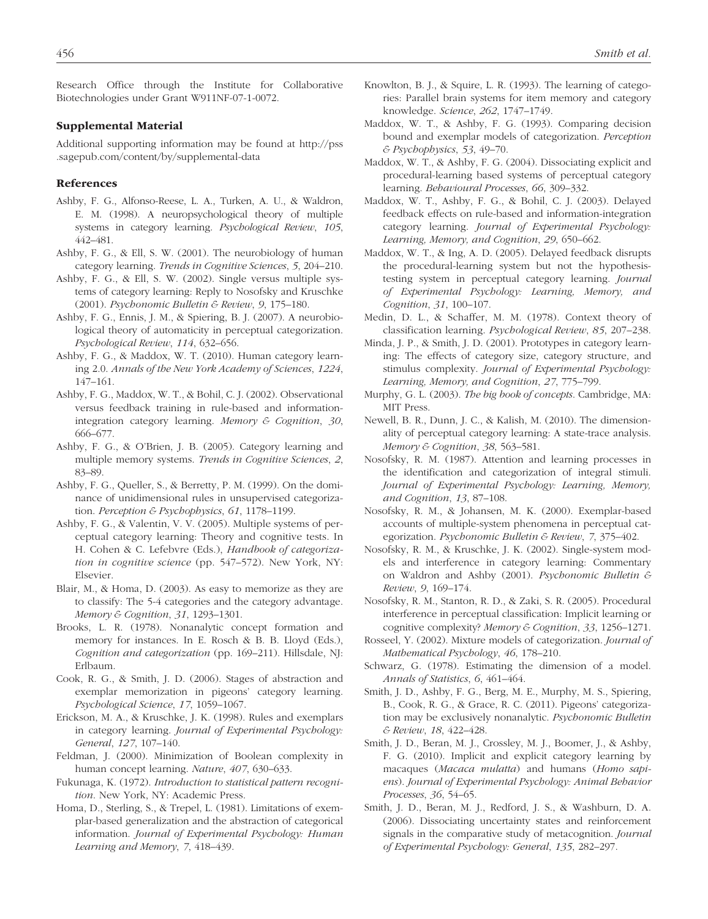Research Office through the Institute for Collaborative Biotechnologies under Grant W911NF-07-1-0072.

### Supplemental Material

Additional supporting information may be found at http://pss.sagepub.com/content/by/supplemental-data

### References

Ashby, F. G., Alfonso-Reese, L. A., Turken, A. U., & Waldron, E. M. (1998). A neuropsychological theory of multiple systems in category learning. *Psychological Review*, *105*, 442–481.

Ashby, F. G., & Ell, S. W. (2001). The neurobiology of human category learning. *Trends in Cognitive Sciences*, *5*, 204–210.

Ashby, F. G., & Ell, S. W. (2002). Single versus multiple systems of category learning: Reply to Nosofsky and Kruschke (2001). *Psychonomic Bulletin & Review*, *9*, 175–180.

Ashby, F. G., Ennis, J. M., & Spiering, B. J. (2007). A neurobiological theory of automaticity in perceptual categorization. *Psychological Review*, *114*, 632–656.

Ashby, F. G., & Maddox, W. T. (2010). Human category learning 2.0. *Annals of the New York Academy of Sciences*, *1224*, 147–161.

Ashby, F. G., Maddox, W. T., & Bohil, C. J. (2002). Observational versus feedback training in rule-based and information-integration category learning. *Memory & Cognition*, *30*, 666–677.

Ashby, F. G., & O'Brien, J. B. (2005). Category learning and multiple memory systems. *Trends in Cognitive Sciences*, *2*, 83–89.

Ashby, F. G., Queller, S., & Berretty, P. M. (1999). On the dominance of unidimensional rules in unsupervised categorization. *Perception & Psychophysics*, *61*, 1178–1199.

Ashby, F. G., & Valentin, V. V. (2005). Multiple systems of perceptual category learning: Theory and cognitive tests. In H. Cohen & C. Lefebvre (Eds.), *Handbook of categorization in cognitive science* (pp. 547–572). New York, NY: Elsevier.

Blair, M., & Homa, D. (2003). As easy to memorize as they are to classify: The 5-4 categories and the category advantage. *Memory & Cognition*, *31*, 1293–1301.

Brooks, L. R. (1978). Nonanalytic concept formation and memory for instances. In E. Rosch & B. B. Lloyd (Eds.), *Cognition and categorization* (pp. 169–211). Hillsdale, NJ: Erlbaum.

Cook, R. G., & Smith, J. D. (2006). Stages of abstraction and exemplar memorization in pigeons' category learning. *Psychological Science*, *17*, 1059–1067.

Erickson, M. A., & Kruschke, J. K. (1998). Rules and exemplars in category learning. *Journal of Experimental Psychology: General*, *127*, 107–140.

Feldman, J. (2000). Minimization of Boolean complexity in human concept learning. *Nature*, *407*, 630–633.

Fukunaga, K. (1972). *Introduction to statistical pattern recognition*. New York, NY: Academic Press.

Homa, D., Sterling, S., & Trepel, L. (1981). Limitations of exemplar-based generalization and the abstraction of categorical information. *Journal of Experimental Psychology: Human Learning and Memory*, *7*, 418–439.

Knowlton, B. J., & Squire, L. R. (1993). The learning of categories: Parallel brain systems for item memory and category knowledge. *Science*, *262*, 1747–1749.

Maddox, W. T., & Ashby, F. G. (1993). Comparing decision bound and exemplar models of categorization. *Perception & Psychophysics*, *53*, 49–70.

Maddox, W. T., & Ashby, F. G. (2004). Dissociating explicit and procedural-learning based systems of perceptual category learning. *Behavioural Processes*, *66*, 309–332.

Maddox, W. T., Ashby, F. G., & Bohil, C. J. (2003). Delayed feedback effects on rule-based and information-integration category learning. *Journal of Experimental Psychology: Learning, Memory, and Cognition*, *29*, 650–662.

Maddox, W. T., & Ing, A. D. (2005). Delayed feedback disrupts the procedural-learning system but not the hypothesis-testing system in perceptual category learning. *Journal of Experimental Psychology: Learning, Memory, and Cognition*, *31*, 100–107.

Medin, D. L., & Schaffer, M. M. (1978). Context theory of classification learning. *Psychological Review*, *85*, 207–238.

Minda, J. P., & Smith, J. D. (2001). Prototypes in category learning: The effects of category size, category structure, and stimulus complexity. *Journal of Experimental Psychology: Learning, Memory, and Cognition*, *27*, 775–799.

Murphy, G. L. (2003). *The big book of concepts*. Cambridge, MA: MIT Press.

Newell, B. R., Dunn, J. C., & Kalish, M. (2010). The dimensionality of perceptual category learning: A state-trace analysis. *Memory & Cognition*, *38*, 563–581.

Nosofsky, R. M. (1987). Attention and learning processes in the identification and categorization of integral stimuli. *Journal of Experimental Psychology: Learning, Memory, and Cognition*, *13*, 87–108.

Nosofsky, R. M., & Johansen, M. K. (2000). Exemplar-based accounts of multiple-system phenomena in perceptual categorization. *Psychonomic Bulletin & Review*, *7*, 375–402.

Nosofsky, R. M., & Kruschke, J. K. (2002). Single-system models and interference in category learning: Commentary on Waldron and Ashby (2001). *Psychonomic Bulletin & Review*, *9*, 169–174.

Nosofsky, R. M., Stanton, R. D., & Zaki, S. R. (2005). Procedural interference in perceptual classification: Implicit learning or cognitive complexity? *Memory & Cognition*, *33*, 1256–1271.

Rosseel, Y. (2002). Mixture models of categorization. *Journal of Mathematical Psychology*, *46*, 178–210.

Schwarz, G. (1978). Estimating the dimension of a model. *Annals of Statistics*, *6*, 461–464.

Smith, J. D., Ashby, F. G., Berg, M. E., Murphy, M. S., Spiering, B., Cook, R. G., & Grace, R. C. (2011). Pigeons' categorization may be exclusively nonanalytic. *Psychonomic Bulletin & Review*, *18*, 422–428.

Smith, J. D., Beran, M. J., Crossley, M. J., Boomer, J., & Ashby, F. G. (2010). Implicit and explicit category learning by macaques (*Macaca mulatta*) and humans (*Homo sapiens*). *Journal of Experimental Psychology: Animal Behavior Processes*, *36*, 54–65.

Smith, J. D., Beran, M. J., Redford, J. S., & Washburn, D. A. (2006). Dissociating uncertainty states and reinforcement signals in the comparative study of metacognition. *Journal of Experimental Psychology: General*, *135*, 282–297.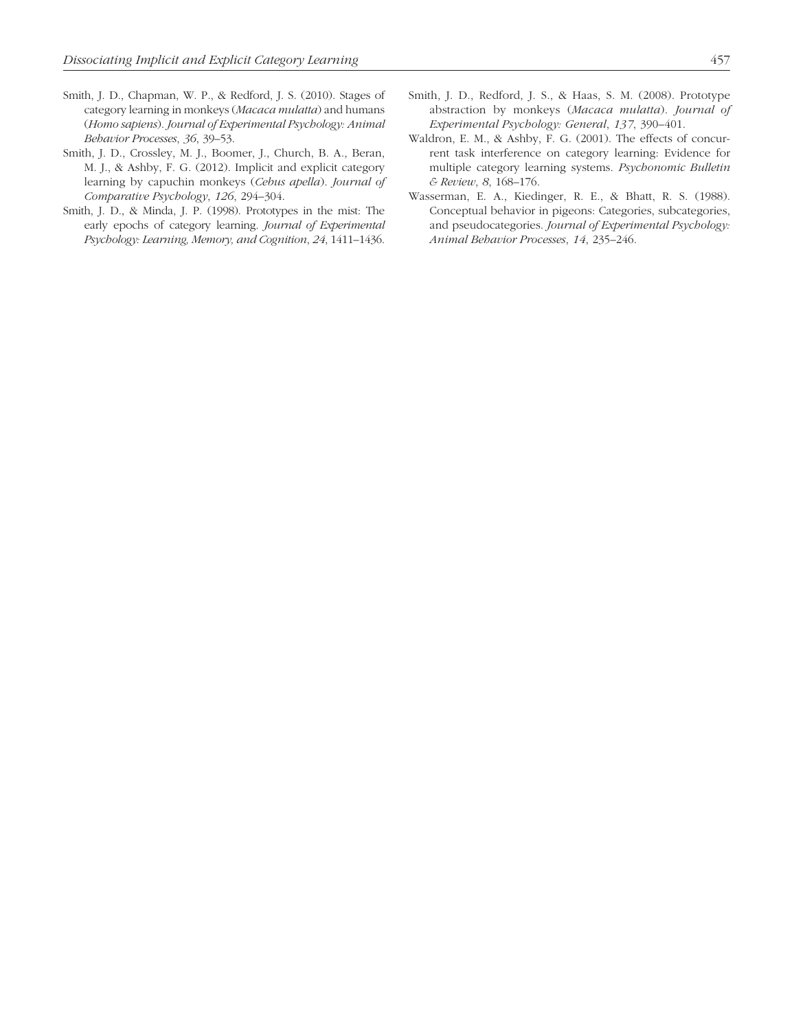Smith, J. D., Chapman, W. P., & Redford, J. S. (2010). Stages of category learning in monkeys (*Macaca mulatta*) and humans (*Homo sapiens*). *Journal of Experimental Psychology: Animal Behavior Processes*, *36*, 39–53.

Smith, J. D., Crossley, M. J., Boomer, J., Church, B. A., Beran, M. J., & Ashby, F. G. (2012). Implicit and explicit category learning by capuchin monkeys (*Cebus apella*). *Journal of Comparative Psychology*, *126*, 294–304.

Smith, J. D., & Minda, J. P. (1998). Prototypes in the mist: The early epochs of category learning. *Journal of Experimental Psychology: Learning, Memory, and Cognition*, *24*, 1411–1436.

Smith, J. D., Redford, J. S., & Haas, S. M. (2008). Prototype abstraction by monkeys (*Macaca mulatta*). *Journal of Experimental Psychology: General*, *137*, 390–401.

Waldron, E. M., & Ashby, F. G. (2001). The effects of concurrent task interference on category learning: Evidence for multiple category learning systems. *Psychonomic Bulletin & Review*, *8*, 168–176.

Wasserman, E. A., Kiedinger, R. E., & Bhatt, R. S. (1988). Conceptual behavior in pigeons: Categories, subcategories, and pseudocategories. *Journal of Experimental Psychology: Animal Behavior Processes*, *14*, 235–246.